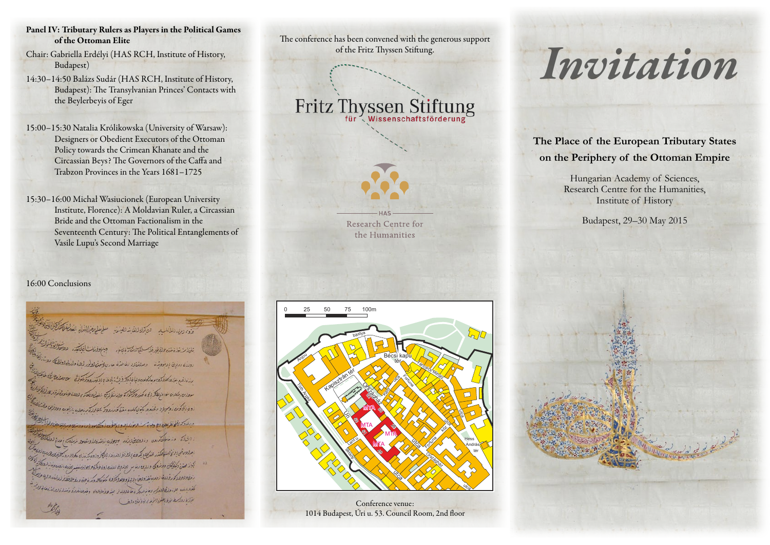**Panel IV: Tributary Rulers as Players in the Political Games of the Ottoman Elite**

Chair: Gabriella Erdélyi (HAS RCH, Institute of History, Budapest)

14:30–14:50 Balázs Sudár (HAS RCH, Institute of History, Budapest): The Transylvanian Princes' Contacts with the Beylerbeyis of Eger

15:00–15:30 Natalia Królikowska (University of Warsaw): Designers or Obedient Executors of the Ottoman Policy towards the Crimean Khanate and the Circassian Beys? The Governors of the Caffa and Trabzon Provinces in the Years 1681–1725

15:30–16:00 Michał Wasiucionek (European University Institute, Florence): A Moldavian Ruler, a Circassian Bride and the Ottoman Factionalism in the Seventeenth Century: The Political Entanglements of Vasile Lupu's Second Marriage

16:00 Conclusions

The conference has been convened with the generous support of the Fritz Thyssen Stiftung.

Fritz Thyssen Stiftung für Wissenschaftsförderung

HAS Research Centre for the Humanities

Conference venue:
1014 Budapest, Úri u. 53. Council Room, 2nd floor

# Invitation

## The Place of the European Tributary States on the Periphery of the Ottoman Empire

Hungarian Academy of Sciences,
Research Centre for the Humanities,
Institute of History

Budapest, 29–30 May 2015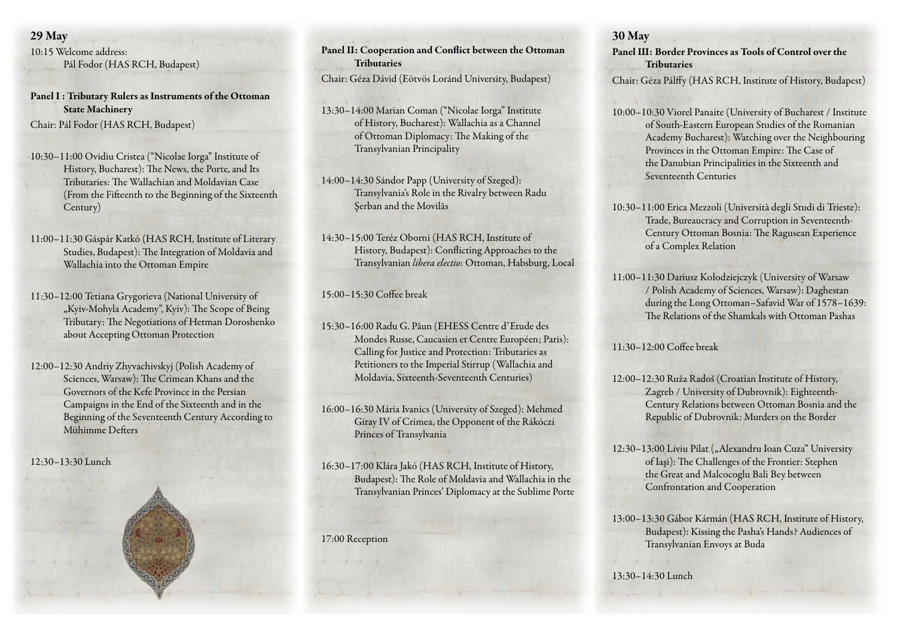## 29 May

10:15 Welcome address:
Pál Fodor (HAS RCH, Budapest)

**Panel I : Tributary Rulers as Instruments of the Ottoman State Machinery**

Chair: Pál Fodor (HAS RCH, Budapest)

10:30–11:00 Ovidiu Cristea ("Nicolae Iorga" Institute of History, Bucharest): The News, the Porte, and Its Tributaries: The Wallachian and Moldavian Case (From the Fifteenth to the Beginning of the Sixteenth Century)

11:00–11:30 Gáspár Katkó (HAS RCH, Institute of Literary Studies, Budapest): The Integration of Moldavia and Wallachia into the Ottoman Empire

11:30–12:00 Tetiana Grygorieva (National University of „Kyiv-Mohyla Academy", Kyiv): The Scope of Being Tributary: The Negotiations of Hetman Doroshenko about Accepting Ottoman Protection

12:00–12:30 Andriy Zhyvachivskyj (Polish Academy of Sciences, Warsaw): The Crimean Khans and the Governors of the Kefe Province in the Persian Campaigns in the End of the Sixteenth and in the Beginning of the Seventeenth Century According to Mühimme Defters

12:30–13:30 Lunch

**Panel II: Cooperation and Conflict between the Ottoman Tributaries**

Chair: Géza Dávid (Eötvös Loránd University, Budapest)

13:30–14:00 Marian Coman ("Nicolae Iorga" Institute of History, Bucharest): Wallachia as a Channel of Ottoman Diplomacy: The Making of the Transylvanian Principality

14:00–14:30 Sándor Papp (University of Szeged): Transylvania's Role in the Rivalry between Radu Şerban and the Movilăs

14:30–15:00 Teréz Oborni (HAS RCH, Institute of History, Budapest): Conflicting Approaches to the Transylvanian *libera electio*: Ottoman, Habsburg, Local

15:00–15:30 Coffee break

15:30–16:00 Radu G. Păun (EHESS Centre d'Etude des Mondes Russe, Caucasien et Centre Européen; Paris): Calling for Justice and Protection: Tributaries as Petitioners to the Imperial Stirrup (Wallachia and Moldavia, Sixteenth-Seventeenth Centuries)

16:00–16:30 Mária Ivanics (University of Szeged): Mehmed Giray IV of Crimea, the Opponent of the Rákóczi Princes of Transylvania

16:30–17:00 Klára Jakó (HAS RCH, Institute of History, Budapest): The Role of Moldavia and Wallachia in the Transylvanian Princes' Diplomacy at the Sublime Porte

17:00 Reception

## 30 May

**Panel III: Border Provinces as Tools of Control over the Tributaries**

Chair: Géza Pálffy (HAS RCH, Institute of History, Budapest)

10:00–10:30 Viorel Panaite (University of Bucharest / Institute of South-Eastern European Studies of the Romanian Academy Bucharest): Watching over the Neighbouring Provinces in the Ottoman Empire: The Case of the Danubian Principalities in the Sixteenth and Seventeenth Centuries

10:30–11:00 Erica Mezzoli (Università degli Studi di Trieste): Trade, Bureaucracy and Corruption in Seventeenth-Century Ottoman Bosnia: The Ragusean Experience of a Complex Relation

11:00–11:30 Dariusz Kołodziejczyk (University of Warsaw / Polish Academy of Sciences, Warsaw): Daghestan during the Long Ottoman–Safavid War of 1578–1639: The Relations of the Shamkals with Ottoman Pashas

11:30–12:00 Coffee break

12:00–12:30 Ruža Radoš (Croatian Institute of History, Zagreb / University of Dubrovnik): Eighteenth-Century Relations between Ottoman Bosnia and the Republic of Dubrovnik: Murders on the Border

12:30–13:00 Liviu Pilat („Alexandru Ioan Cuza" University of Iaşi): The Challenges of the Frontier: Stephen the Great and Malcocoglu Bali Bey between Confrontation and Cooperation

13:00–13:30 Gábor Kármán (HAS RCH, Institute of History, Budapest): Kissing the Pasha's Hands? Audiences of Transylvanian Envoys at Buda

13:30–14:30 Lunch